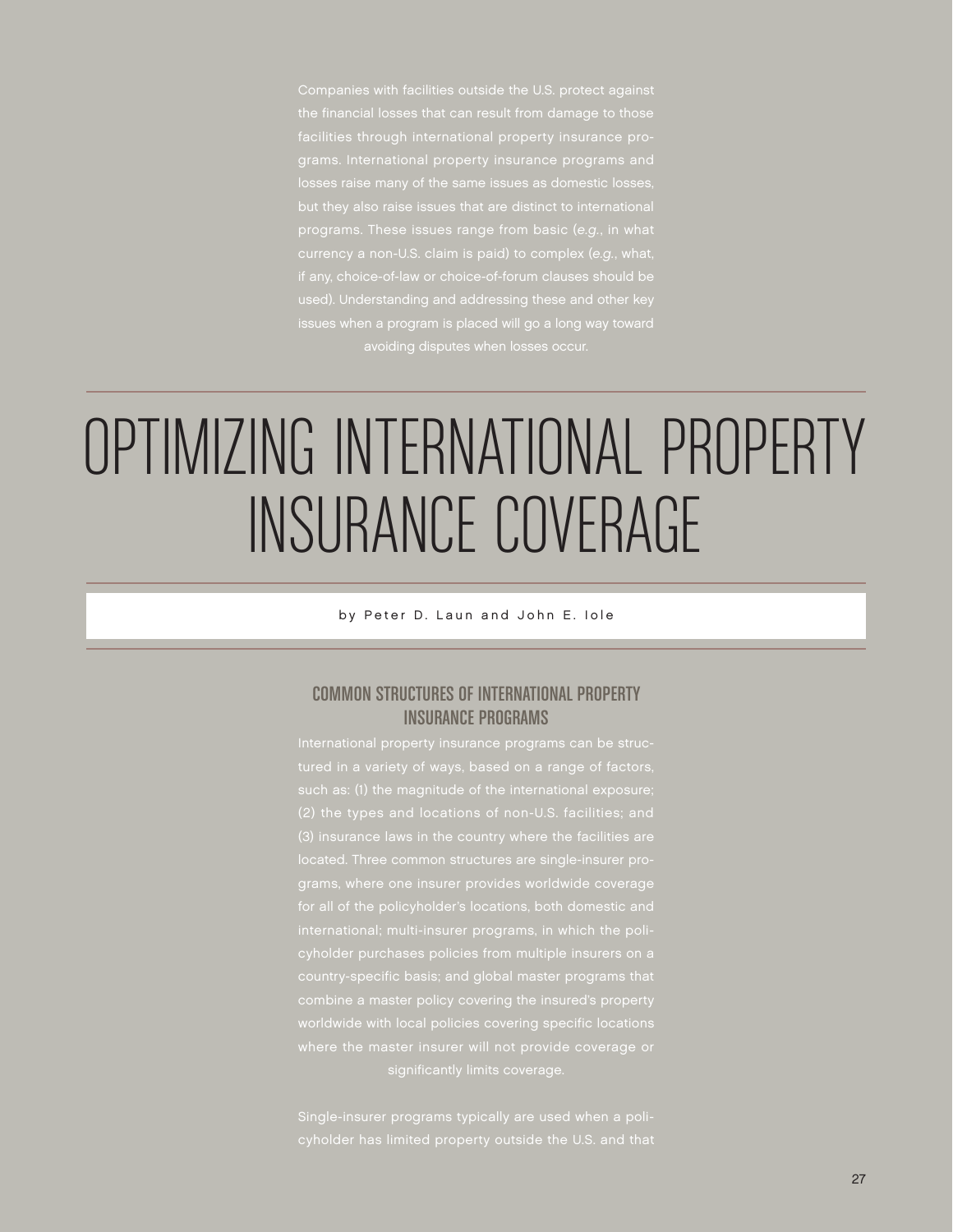Companies with facilities outside the U.S. protect against the financial losses that can result from damage to those facilities through international property insurance programs. International property insurance programs and losses raise many of the same issues as domestic losses, but they also raise issues that are distinct to international programs. These issues range from basic (*e.g.*, in what currency a non-U.S. claim is paid) to complex (*e.g.*, what, if any, choice-of-law or choice-of-forum clauses should be used). Understanding and addressing these and other key issues when a program is placed will go a long way toward avoiding disputes when losses occur.

# OPTIMIZING INTERNATIONAL PROPERTY INSURANCE COVERAGE

by Peter D. Laun and John E. Iole

## COMMON STRUCTURES OF INTERNATIONAL PROPERTY INSURANCE PROGRAMS

International property insurance programs can be structured in a variety of ways, based on a range of factors, such as: (1) the magnitude of the international exposure; (2) the types and locations of non-U.S. facilities; and (3) insurance laws in the country where the facilities are located. Three common structures are single-insurer programs, where one insurer provides worldwide coverage for all of the policyholder's locations, both domestic and international; multi-insurer programs, in which the policyholder purchases policies from multiple insurers on a country-specific basis; and global master programs that combine a master policy covering the insured's property worldwide with local policies covering specific locations where the master insurer will not provide coverage or significantly limits coverage.

Single-insurer programs typically are used when a policyholder has limited property outside the U.S. and that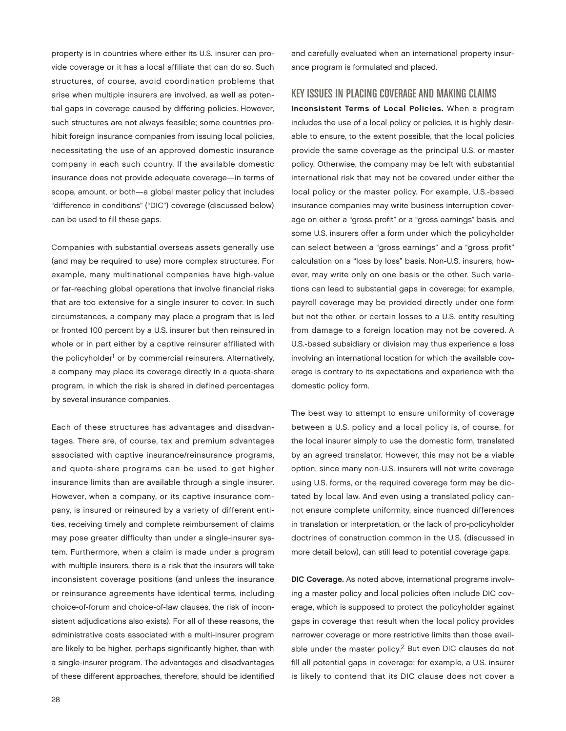property is in countries where either its U.S. insurer can provide coverage or it has a local affiliate that can do so. Such structures, of course, avoid coordination problems that arise when multiple insurers are involved, as well as potential gaps in coverage caused by differing policies. However, such structures are not always feasible; some countries prohibit foreign insurance companies from issuing local policies, necessitating the use of an approved domestic insurance company in each such country. If the available domestic insurance does not provide adequate coverage—in terms of scope, amount, or both—a global master policy that includes "difference in conditions" ("DIC") coverage (discussed below) can be used to fill these gaps.

Companies with substantial overseas assets generally use (and may be required to use) more complex structures. For example, many multinational companies have high-value or far-reaching global operations that involve financial risks that are too extensive for a single insurer to cover. In such circumstances, a company may place a program that is led or fronted 100 percent by a U.S. insurer but then reinsured in whole or in part either by a captive reinsurer affiliated with the policyholder[1] or by commercial reinsurers. Alternatively, a company may place its coverage directly in a quota-share program, in which the risk is shared in defined percentages by several insurance companies.

Each of these structures has advantages and disadvantages. There are, of course, tax and premium advantages associated with captive insurance/reinsurance programs, and quota-share programs can be used to get higher insurance limits than are available through a single insurer. However, when a company, or its captive insurance company, is insured or reinsured by a variety of different entities, receiving timely and complete reimbursement of claims may pose greater difficulty than under a single-insurer system. Furthermore, when a claim is made under a program with multiple insurers, there is a risk that the insurers will take inconsistent coverage positions (and unless the insurance or reinsurance agreements have identical terms, including choice-of-forum and choice-of-law clauses, the risk of inconsistent adjudications also exists). For all of these reasons, the administrative costs associated with a multi-insurer program are likely to be higher, perhaps significantly higher, than with a single-insurer program. The advantages and disadvantages of these different approaches, therefore, should be identified and carefully evaluated when an international property insurance program is formulated and placed.

## KEY ISSUES IN PLACING COVERAGE AND MAKING CLAIMS

**Inconsistent Terms of Local Policies.** When a program includes the use of a local policy or policies, it is highly desirable to ensure, to the extent possible, that the local policies provide the same coverage as the principal U.S. or master policy. Otherwise, the company may be left with substantial international risk that may not be covered under either the local policy or the master policy. For example, U.S.-based insurance companies may write business interruption coverage on either a "gross profit" or a "gross earnings" basis, and some U.S. insurers offer a form under which the policyholder can select between a "gross earnings" and a "gross profit" calculation on a "loss by loss" basis. Non-U.S. insurers, however, may write only on one basis or the other. Such variations can lead to substantial gaps in coverage; for example, payroll coverage may be provided directly under one form but not the other, or certain losses to a U.S. entity resulting from damage to a foreign location may not be covered. A U.S.-based subsidiary or division may thus experience a loss involving an international location for which the available coverage is contrary to its expectations and experience with the domestic policy form.

The best way to attempt to ensure uniformity of coverage between a U.S. policy and a local policy is, of course, for the local insurer simply to use the domestic form, translated by an agreed translator. However, this may not be a viable option, since many non-U.S. insurers will not write coverage using U.S. forms, or the required coverage form may be dictated by local law. And even using a translated policy cannot ensure complete uniformity, since nuanced differences in translation or interpretation, or the lack of pro-policyholder doctrines of construction common in the U.S. (discussed in more detail below), can still lead to potential coverage gaps.

**DIC Coverage.** As noted above, international programs involving a master policy and local policies often include DIC coverage, which is supposed to protect the policyholder against gaps in coverage that result when the local policy provides narrower coverage or more restrictive limits than those available under the master policy.[2] But even DIC clauses do not fill all potential gaps in coverage; for example, a U.S. insurer is likely to contend that its DIC clause does not cover a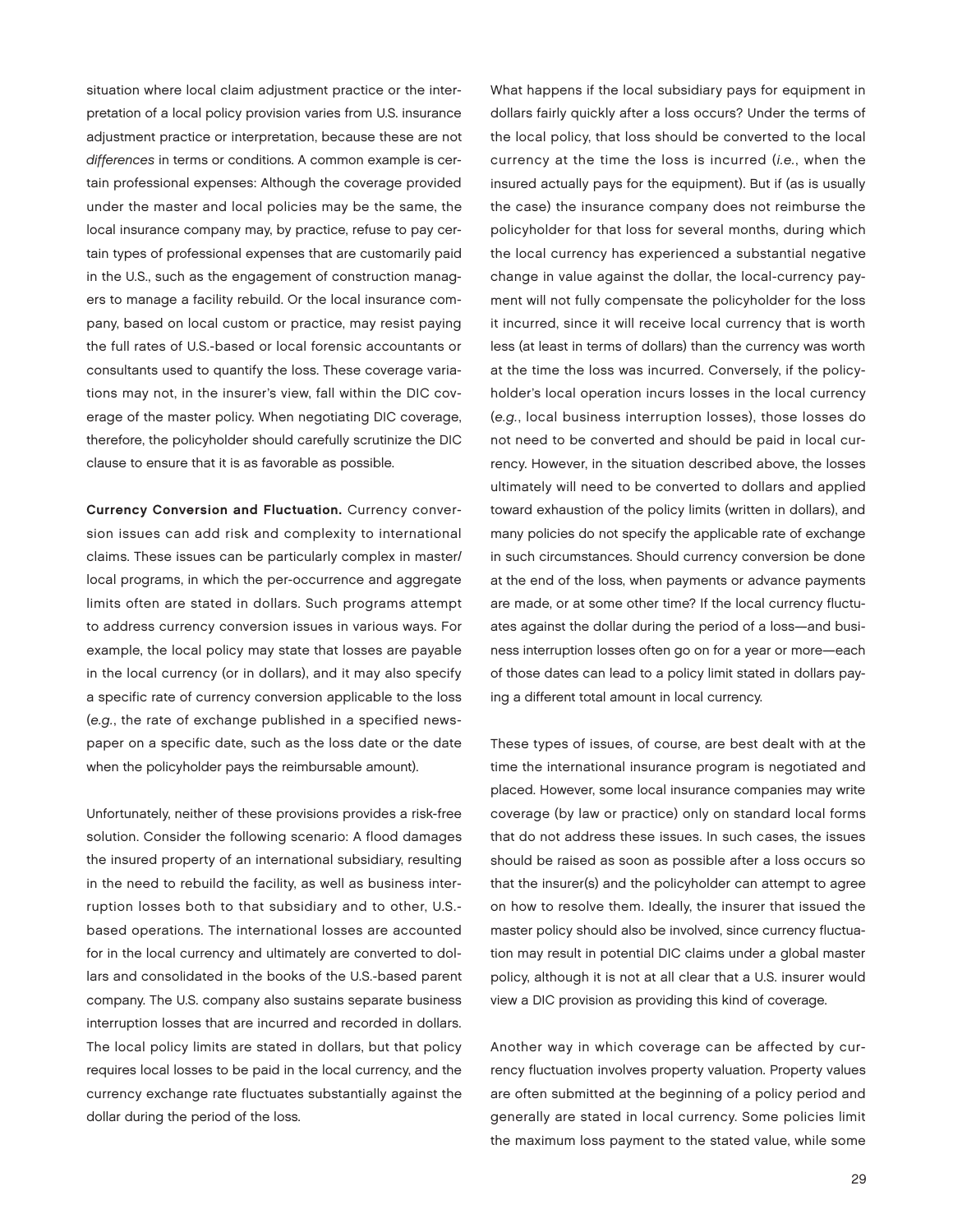situation where local claim adjustment practice or the interpretation of a local policy provision varies from U.S. insurance adjustment practice or interpretation, because these are not *differences* in terms or conditions. A common example is certain professional expenses: Although the coverage provided under the master and local policies may be the same, the local insurance company may, by practice, refuse to pay certain types of professional expenses that are customarily paid in the U.S., such as the engagement of construction managers to manage a facility rebuild. Or the local insurance company, based on local custom or practice, may resist paying the full rates of U.S.-based or local forensic accountants or consultants used to quantify the loss. These coverage variations may not, in the insurer's view, fall within the DIC coverage of the master policy. When negotiating DIC coverage, therefore, the policyholder should carefully scrutinize the DIC clause to ensure that it is as favorable as possible.

**Currency Conversion and Fluctuation.** Currency conversion issues can add risk and complexity to international claims. These issues can be particularly complex in master/local programs, in which the per-occurrence and aggregate limits often are stated in dollars. Such programs attempt to address currency conversion issues in various ways. For example, the local policy may state that losses are payable in the local currency (or in dollars), and it may also specify a specific rate of currency conversion applicable to the loss (*e.g.*, the rate of exchange published in a specified newspaper on a specific date, such as the loss date or the date when the policyholder pays the reimbursable amount).

Unfortunately, neither of these provisions provides a risk-free solution. Consider the following scenario: A flood damages the insured property of an international subsidiary, resulting in the need to rebuild the facility, as well as business interruption losses both to that subsidiary and to other, U.S.-based operations. The international losses are accounted for in the local currency and ultimately are converted to dollars and consolidated in the books of the U.S.-based parent company. The U.S. company also sustains separate business interruption losses that are incurred and recorded in dollars. The local policy limits are stated in dollars, but that policy requires local losses to be paid in the local currency, and the currency exchange rate fluctuates substantially against the dollar during the period of the loss.

What happens if the local subsidiary pays for equipment in dollars fairly quickly after a loss occurs? Under the terms of the local policy, that loss should be converted to the local currency at the time the loss is incurred (*i.e.*, when the insured actually pays for the equipment). But if (as is usually the case) the insurance company does not reimburse the policyholder for that loss for several months, during which the local currency has experienced a substantial negative change in value against the dollar, the local-currency payment will not fully compensate the policyholder for the loss it incurred, since it will receive local currency that is worth less (at least in terms of dollars) than the currency was worth at the time the loss was incurred. Conversely, if the policyholder's local operation incurs losses in the local currency (*e.g.*, local business interruption losses), those losses do not need to be converted and should be paid in local currency. However, in the situation described above, the losses ultimately will need to be converted to dollars and applied toward exhaustion of the policy limits (written in dollars), and many policies do not specify the applicable rate of exchange in such circumstances. Should currency conversion be done at the end of the loss, when payments or advance payments are made, or at some other time? If the local currency fluctuates against the dollar during the period of a loss—and business interruption losses often go on for a year or more—each of those dates can lead to a policy limit stated in dollars paying a different total amount in local currency.

These types of issues, of course, are best dealt with at the time the international insurance program is negotiated and placed. However, some local insurance companies may write coverage (by law or practice) only on standard local forms that do not address these issues. In such cases, the issues should be raised as soon as possible after a loss occurs so that the insurer(s) and the policyholder can attempt to agree on how to resolve them. Ideally, the insurer that issued the master policy should also be involved, since currency fluctuation may result in potential DIC claims under a global master policy, although it is not at all clear that a U.S. insurer would view a DIC provision as providing this kind of coverage.

Another way in which coverage can be affected by currency fluctuation involves property valuation. Property values are often submitted at the beginning of a policy period and generally are stated in local currency. Some policies limit the maximum loss payment to the stated value, while some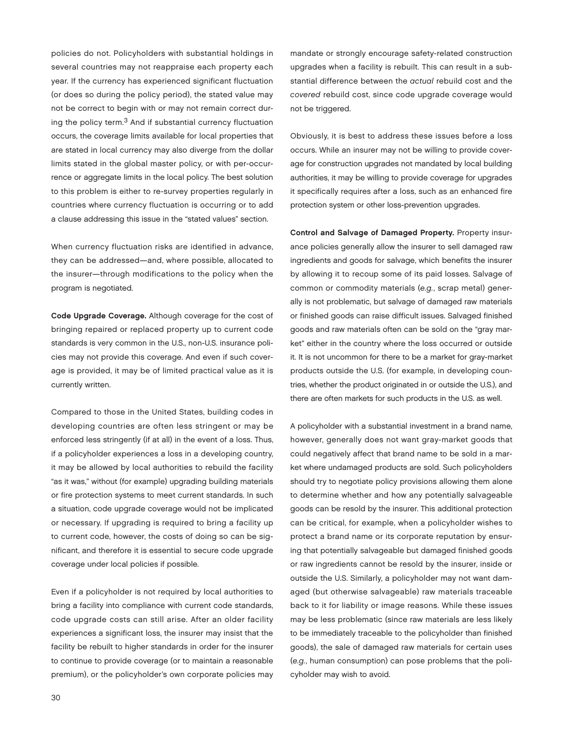policies do not. Policyholders with substantial holdings in several countries may not reappraise each property each year. If the currency has experienced significant fluctuation (or does so during the policy period), the stated value may not be correct to begin with or may not remain correct during the policy term.[3] And if substantial currency fluctuation occurs, the coverage limits available for local properties that are stated in local currency may also diverge from the dollar limits stated in the global master policy, or with per-occurrence or aggregate limits in the local policy. The best solution to this problem is either to re-survey properties regularly in countries where currency fluctuation is occurring or to add a clause addressing this issue in the "stated values" section.

When currency fluctuation risks are identified in advance, they can be addressed—and, where possible, allocated to the insurer—through modifications to the policy when the program is negotiated.

**Code Upgrade Coverage.** Although coverage for the cost of bringing repaired or replaced property up to current code standards is very common in the U.S., non-U.S. insurance policies may not provide this coverage. And even if such coverage is provided, it may be of limited practical value as it is currently written.

Compared to those in the United States, building codes in developing countries are often less stringent or may be enforced less stringently (if at all) in the event of a loss. Thus, if a policyholder experiences a loss in a developing country, it may be allowed by local authorities to rebuild the facility "as it was," without (for example) upgrading building materials or fire protection systems to meet current standards. In such a situation, code upgrade coverage would not be implicated or necessary. If upgrading is required to bring a facility up to current code, however, the costs of doing so can be significant, and therefore it is essential to secure code upgrade coverage under local policies if possible.

Even if a policyholder is not required by local authorities to bring a facility into compliance with current code standards, code upgrade costs can still arise. After an older facility experiences a significant loss, the insurer may insist that the facility be rebuilt to higher standards in order for the insurer to continue to provide coverage (or to maintain a reasonable premium), or the policyholder's own corporate policies may mandate or strongly encourage safety-related construction upgrades when a facility is rebuilt. This can result in a substantial difference between the *actual* rebuild cost and the *covered* rebuild cost, since code upgrade coverage would not be triggered.

Obviously, it is best to address these issues before a loss occurs. While an insurer may not be willing to provide coverage for construction upgrades not mandated by local building authorities, it may be willing to provide coverage for upgrades it specifically requires after a loss, such as an enhanced fire protection system or other loss-prevention upgrades.

**Control and Salvage of Damaged Property.** Property insurance policies generally allow the insurer to sell damaged raw ingredients and goods for salvage, which benefits the insurer by allowing it to recoup some of its paid losses. Salvage of common or commodity materials (*e.g.*, scrap metal) generally is not problematic, but salvage of damaged raw materials or finished goods can raise difficult issues. Salvaged finished goods and raw materials often can be sold on the "gray market" either in the country where the loss occurred or outside it. It is not uncommon for there to be a market for gray-market products outside the U.S. (for example, in developing countries, whether the product originated in or outside the U.S.), and there are often markets for such products in the U.S. as well.

A policyholder with a substantial investment in a brand name, however, generally does not want gray-market goods that could negatively affect that brand name to be sold in a market where undamaged products are sold. Such policyholders should try to negotiate policy provisions allowing them alone to determine whether and how any potentially salvageable goods can be resold by the insurer. This additional protection can be critical, for example, when a policyholder wishes to protect a brand name or its corporate reputation by ensuring that potentially salvageable but damaged finished goods or raw ingredients cannot be resold by the insurer, inside or outside the U.S. Similarly, a policyholder may not want damaged (but otherwise salvageable) raw materials traceable back to it for liability or image reasons. While these issues may be less problematic (since raw materials are less likely to be immediately traceable to the policyholder than finished goods), the sale of damaged raw materials for certain uses (*e.g.*, human consumption) can pose problems that the policyholder may wish to avoid.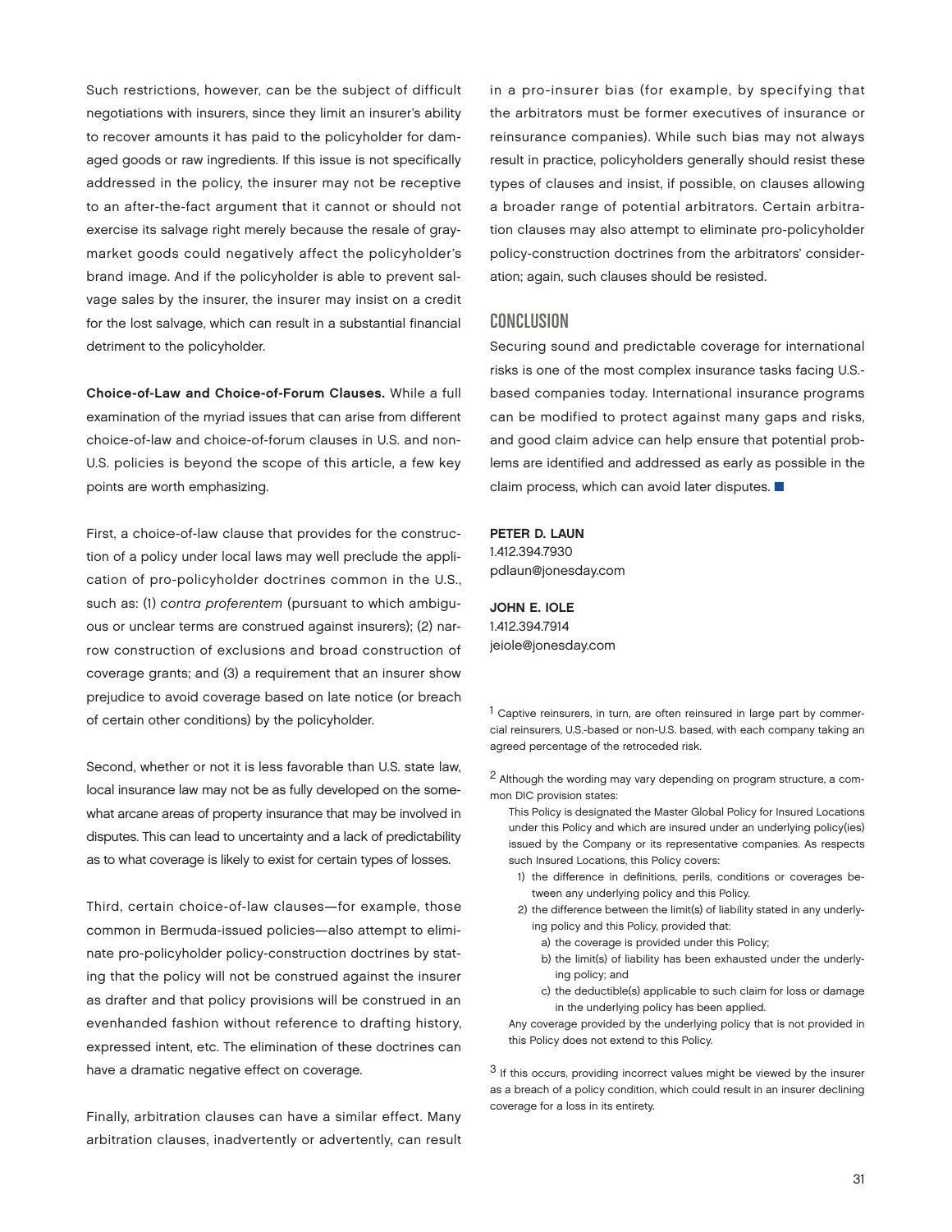Such restrictions, however, can be the subject of difficult negotiations with insurers, since they limit an insurer's ability to recover amounts it has paid to the policyholder for damaged goods or raw ingredients. If this issue is not specifically addressed in the policy, the insurer may not be receptive to an after-the-fact argument that it cannot or should not exercise its salvage right merely because the resale of gray-market goods could negatively affect the policyholder's brand image. And if the policyholder is able to prevent salvage sales by the insurer, the insurer may insist on a credit for the lost salvage, which can result in a substantial financial detriment to the policyholder.

**Choice-of-Law and Choice-of-Forum Clauses.** While a full examination of the myriad issues that can arise from different choice-of-law and choice-of-forum clauses in U.S. and non-U.S. policies is beyond the scope of this article, a few key points are worth emphasizing.

First, a choice-of-law clause that provides for the construction of a policy under local laws may well preclude the application of pro-policyholder doctrines common in the U.S., such as: (1) *contra proferentem* (pursuant to which ambiguous or unclear terms are construed against insurers); (2) narrow construction of exclusions and broad construction of coverage grants; and (3) a requirement that an insurer show prejudice to avoid coverage based on late notice (or breach of certain other conditions) by the policyholder.

Second, whether or not it is less favorable than U.S. state law, local insurance law may not be as fully developed on the somewhat arcane areas of property insurance that may be involved in disputes. This can lead to uncertainty and a lack of predictability as to what coverage is likely to exist for certain types of losses.

Third, certain choice-of-law clauses—for example, those common in Bermuda-issued policies—also attempt to eliminate pro-policyholder policy-construction doctrines by stating that the policy will not be construed against the insurer as drafter and that policy provisions will be construed in an evenhanded fashion without reference to drafting history, expressed intent, etc. The elimination of these doctrines can have a dramatic negative effect on coverage.

Finally, arbitration clauses can have a similar effect. Many arbitration clauses, inadvertently or advertently, can result in a pro-insurer bias (for example, by specifying that the arbitrators must be former executives of insurance or reinsurance companies). While such bias may not always result in practice, policyholders generally should resist these types of clauses and insist, if possible, on clauses allowing a broader range of potential arbitrators. Certain arbitration clauses may also attempt to eliminate pro-policyholder policy-construction doctrines from the arbitrators' consideration; again, such clauses should be resisted.

## CONCLUSION

Securing sound and predictable coverage for international risks is one of the most complex insurance tasks facing U.S.-based companies today. International insurance programs can be modified to protect against many gaps and risks, and good claim advice can help ensure that potential problems are identified and addressed as early as possible in the claim process, which can avoid later disputes. ■

**PETER D. LAUN**
1.412.394.7930
pdlaun@jonesday.com

**JOHN E. IOLE**
1.412.394.7914
jeiole@jonesday.com

[1] Captive reinsurers, in turn, are often reinsured in large part by commercial reinsurers, U.S.-based or non-U.S. based, with each company taking an agreed percentage of the retroceded risk.

[2] Although the wording may vary depending on program structure, a common DIC provision states:

> This Policy is designated the Master Global Policy for Insured Locations under this Policy and which are insured under an underlying policy(ies) issued by the Company or its representative companies. As respects such Insured Locations, this Policy covers:
>
> 1) the difference in definitions, perils, conditions or coverages between any underlying policy and this Policy.
> 2) the difference between the limit(s) of liability stated in any underlying policy and this Policy, provided that:
>    a) the coverage is provided under this Policy;
>    b) the limit(s) of liability has been exhausted under the underlying policy; and
>    c) the deductible(s) applicable to such claim for loss or damage in the underlying policy has been applied.
>
> Any coverage provided by the underlying policy that is not provided in this Policy does not extend to this Policy.

[3] If this occurs, providing incorrect values might be viewed by the insurer as a breach of a policy condition, which could result in an insurer declining coverage for a loss in its entirety.